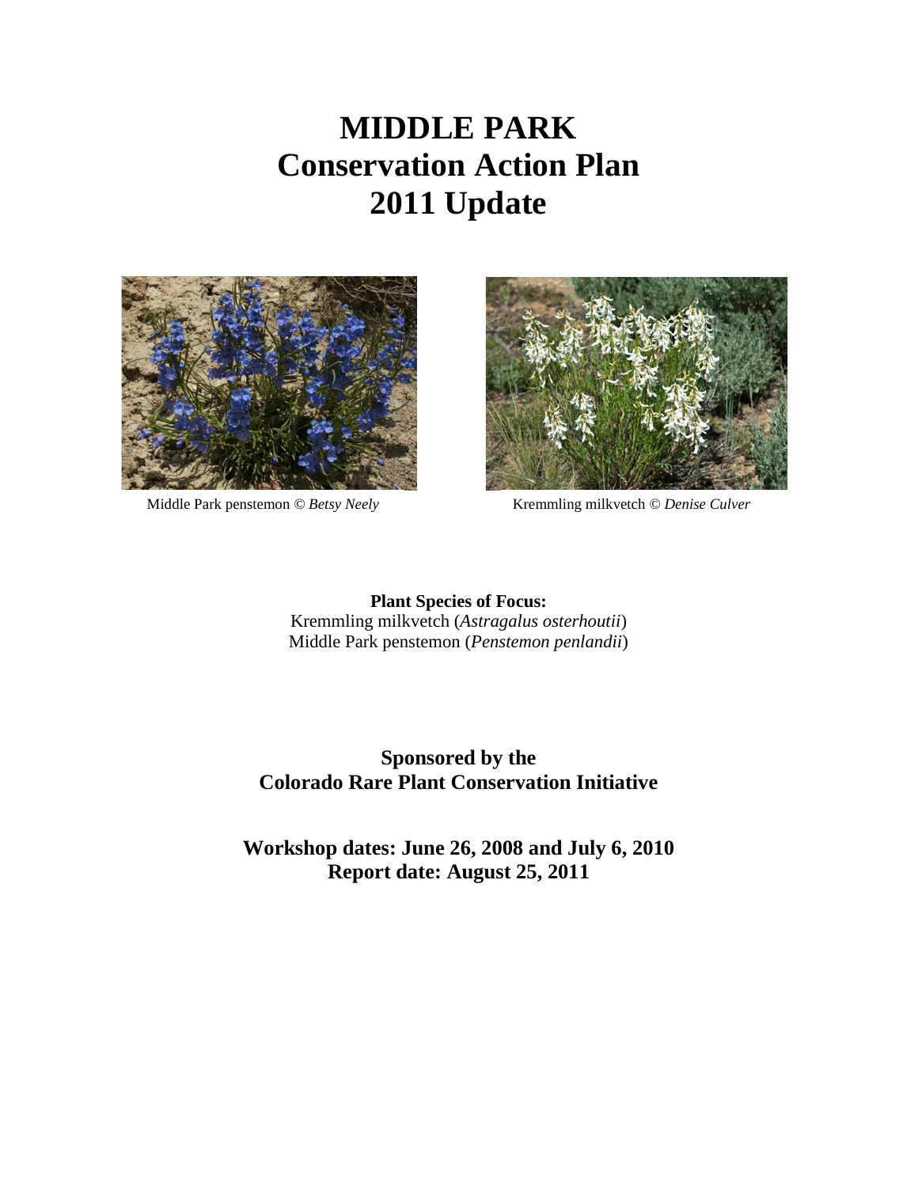# MIDDLE PARK
# Conservation Action Plan
# 2011 Update

Middle Park penstemon © *Betsy Neely*

Kremmling milkvetch © *Denise Culver*

**Plant Species of Focus:**
Kremmling milkvetch (*Astragalus osterhoutii*)
Middle Park penstemon (*Penstemon penlandii*)

**Sponsored by the**
**Colorado Rare Plant Conservation Initiative**

**Workshop dates: June 26, 2008 and July 6, 2010**
**Report date: August 25, 2011**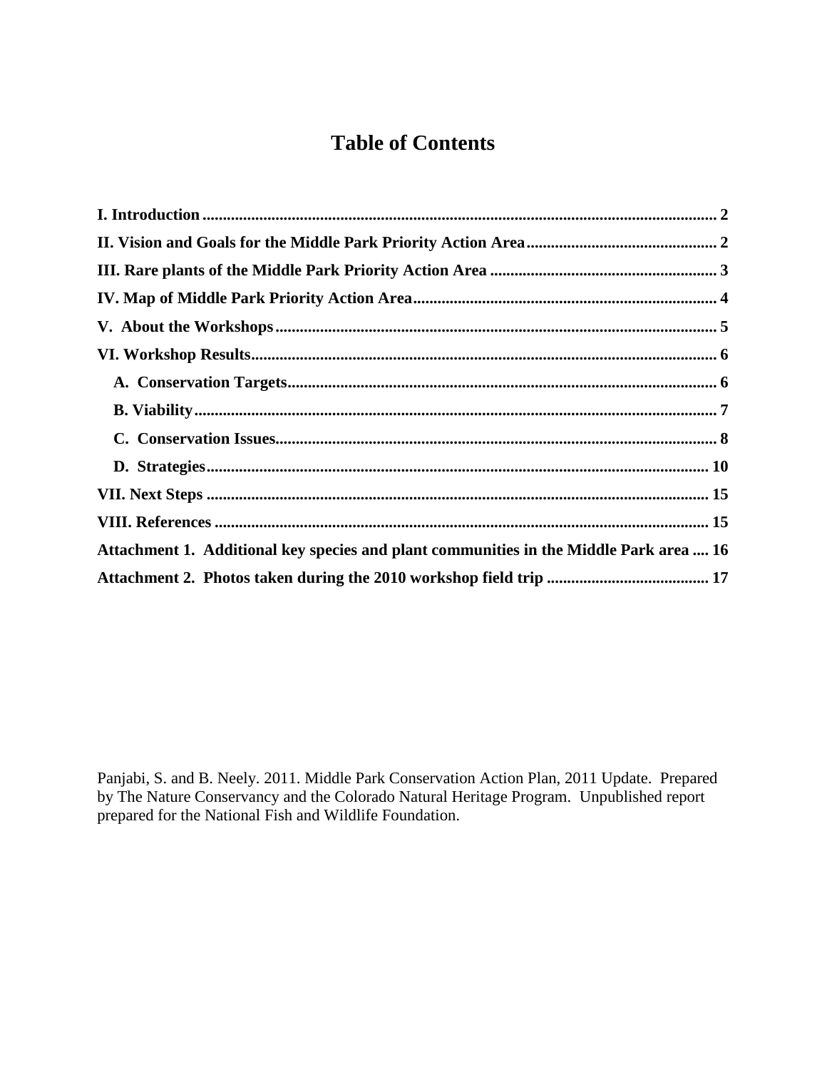# Table of Contents

**I. Introduction** .......... 2

**II. Vision and Goals for the Middle Park Priority Action Area** .......... 2

**III. Rare plants of the Middle Park Priority Action Area** .......... 3

**IV. Map of Middle Park Priority Action Area** .......... 4

**V. About the Workshops** .......... 5

**VI. Workshop Results** .......... 6

- **A. Conservation Targets** .......... 6
- **B. Viability** .......... 7
- **C. Conservation Issues** .......... 8
- **D. Strategies** .......... 10

**VII. Next Steps** .......... 15

**VIII. References** .......... 15

**Attachment 1. Additional key species and plant communities in the Middle Park area** .... 16

**Attachment 2. Photos taken during the 2010 workshop field trip** .......... 17

Panjabi, S. and B. Neely. 2011. Middle Park Conservation Action Plan, 2011 Update. Prepared by The Nature Conservancy and the Colorado Natural Heritage Program. Unpublished report prepared for the National Fish and Wildlife Foundation.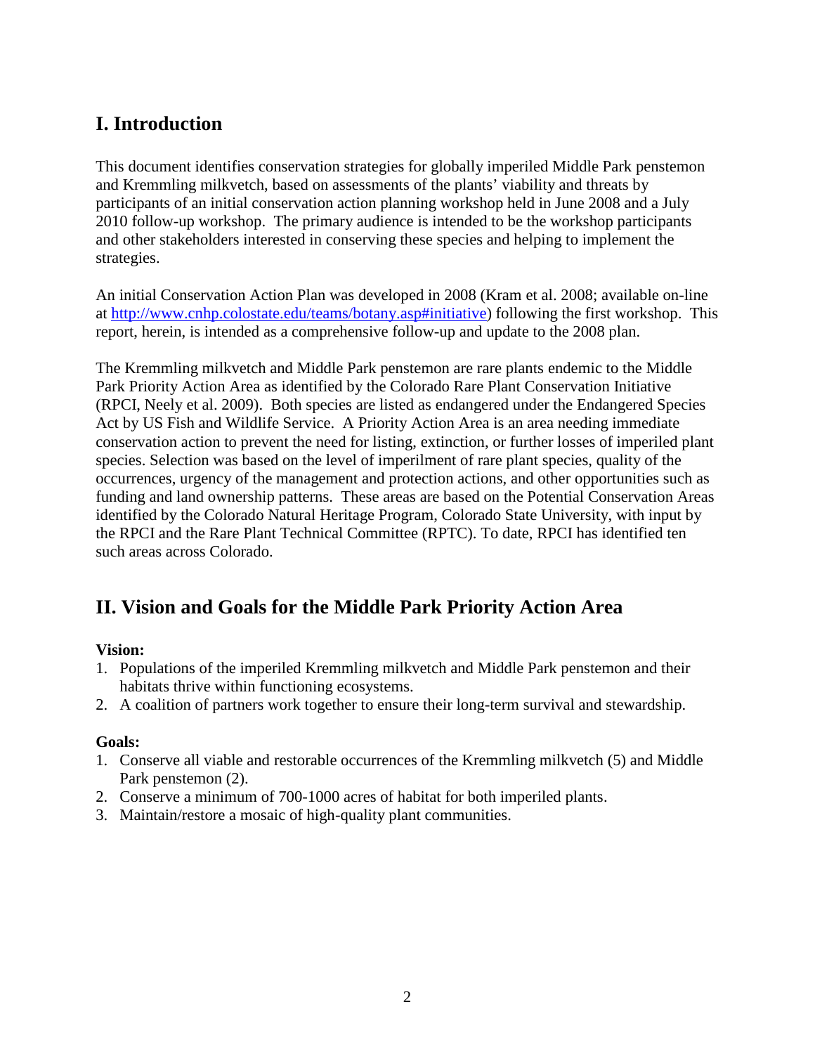## I. Introduction

This document identifies conservation strategies for globally imperiled Middle Park penstemon and Kremmling milkvetch, based on assessments of the plants' viability and threats by participants of an initial conservation action planning workshop held in June 2008 and a July 2010 follow-up workshop. The primary audience is intended to be the workshop participants and other stakeholders interested in conserving these species and helping to implement the strategies.

An initial Conservation Action Plan was developed in 2008 (Kram et al. 2008; available on-line at [http://www.cnhp.colostate.edu/teams/botany.asp#initiative](http://www.cnhp.colostate.edu/teams/botany.asp#initiative)) following the first workshop. This report, herein, is intended as a comprehensive follow-up and update to the 2008 plan.

The Kremmling milkvetch and Middle Park penstemon are rare plants endemic to the Middle Park Priority Action Area as identified by the Colorado Rare Plant Conservation Initiative (RPCI, Neely et al. 2009). Both species are listed as endangered under the Endangered Species Act by US Fish and Wildlife Service. A Priority Action Area is an area needing immediate conservation action to prevent the need for listing, extinction, or further losses of imperiled plant species. Selection was based on the level of imperilment of rare plant species, quality of the occurrences, urgency of the management and protection actions, and other opportunities such as funding and land ownership patterns. These areas are based on the Potential Conservation Areas identified by the Colorado Natural Heritage Program, Colorado State University, with input by the RPCI and the Rare Plant Technical Committee (RPTC). To date, RPCI has identified ten such areas across Colorado.

## II. Vision and Goals for the Middle Park Priority Action Area

**Vision:**

1. Populations of the imperiled Kremmling milkvetch and Middle Park penstemon and their habitats thrive within functioning ecosystems.
2. A coalition of partners work together to ensure their long-term survival and stewardship.

**Goals:**

1. Conserve all viable and restorable occurrences of the Kremmling milkvetch (5) and Middle Park penstemon (2).
2. Conserve a minimum of 700-1000 acres of habitat for both imperiled plants.
3. Maintain/restore a mosaic of high-quality plant communities.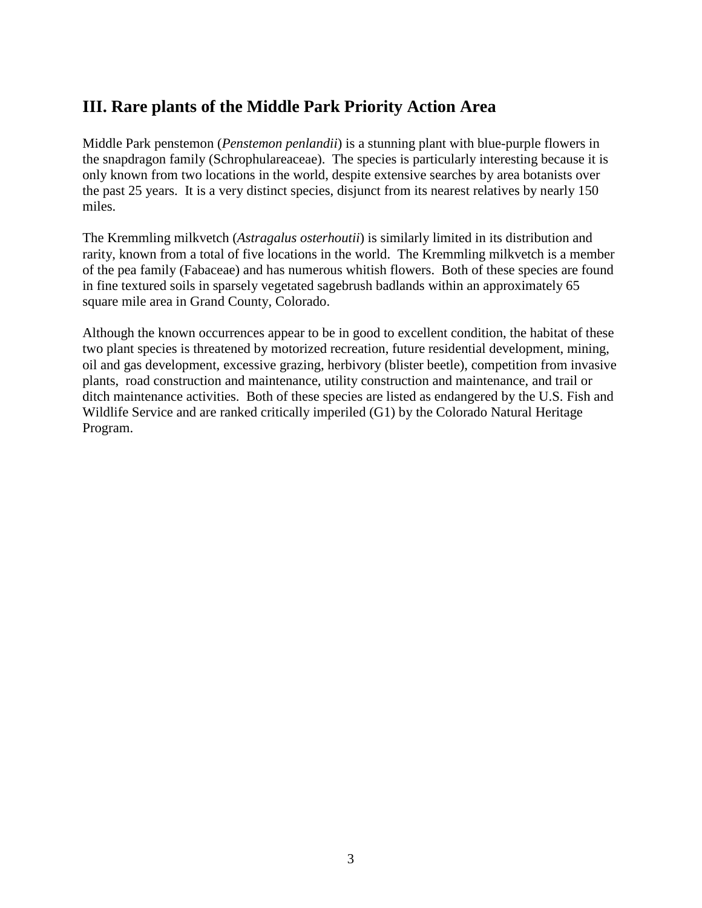## III. Rare plants of the Middle Park Priority Action Area

Middle Park penstemon (*Penstemon penlandii*) is a stunning plant with blue-purple flowers in the snapdragon family (Schrophulareaceae). The species is particularly interesting because it is only known from two locations in the world, despite extensive searches by area botanists over the past 25 years. It is a very distinct species, disjunct from its nearest relatives by nearly 150 miles.

The Kremmling milkvetch (*Astragalus osterhoutii*) is similarly limited in its distribution and rarity, known from a total of five locations in the world. The Kremmling milkvetch is a member of the pea family (Fabaceae) and has numerous whitish flowers. Both of these species are found in fine textured soils in sparsely vegetated sagebrush badlands within an approximately 65 square mile area in Grand County, Colorado.

Although the known occurrences appear to be in good to excellent condition, the habitat of these two plant species is threatened by motorized recreation, future residential development, mining, oil and gas development, excessive grazing, herbivory (blister beetle), competition from invasive plants, road construction and maintenance, utility construction and maintenance, and trail or ditch maintenance activities. Both of these species are listed as endangered by the U.S. Fish and Wildlife Service and are ranked critically imperiled (G1) by the Colorado Natural Heritage Program.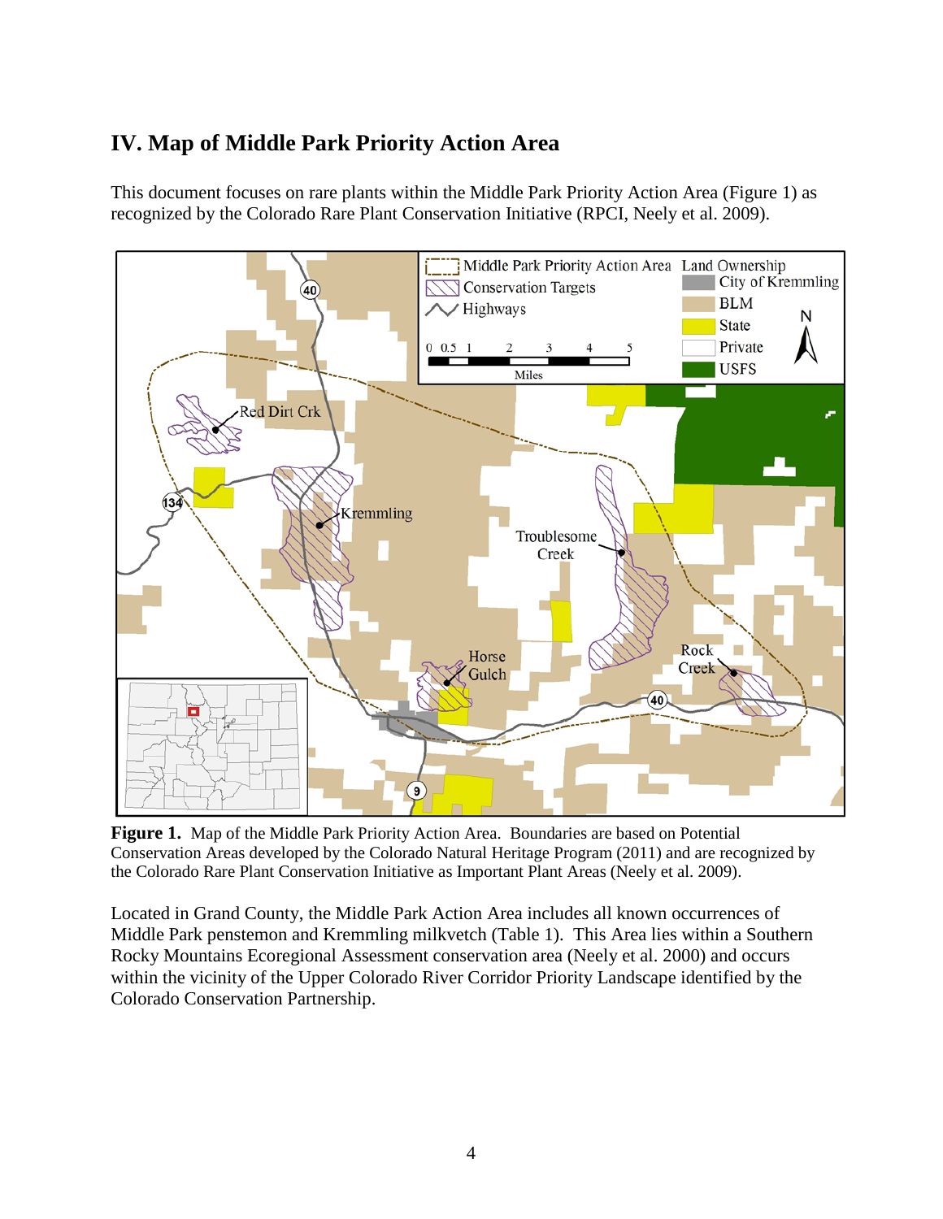## IV. Map of Middle Park Priority Action Area

This document focuses on rare plants within the Middle Park Priority Action Area (Figure 1) as recognized by the Colorado Rare Plant Conservation Initiative (RPCI, Neely et al. 2009).

**Figure 1.** Map of the Middle Park Priority Action Area. Boundaries are based on Potential Conservation Areas developed by the Colorado Natural Heritage Program (2011) and are recognized by the Colorado Rare Plant Conservation Initiative as Important Plant Areas (Neely et al. 2009).

Located in Grand County, the Middle Park Action Area includes all known occurrences of Middle Park penstemon and Kremmling milkvetch (Table 1). This Area lies within a Southern Rocky Mountains Ecoregional Assessment conservation area (Neely et al. 2000) and occurs within the vicinity of the Upper Colorado River Corridor Priority Landscape identified by the Colorado Conservation Partnership.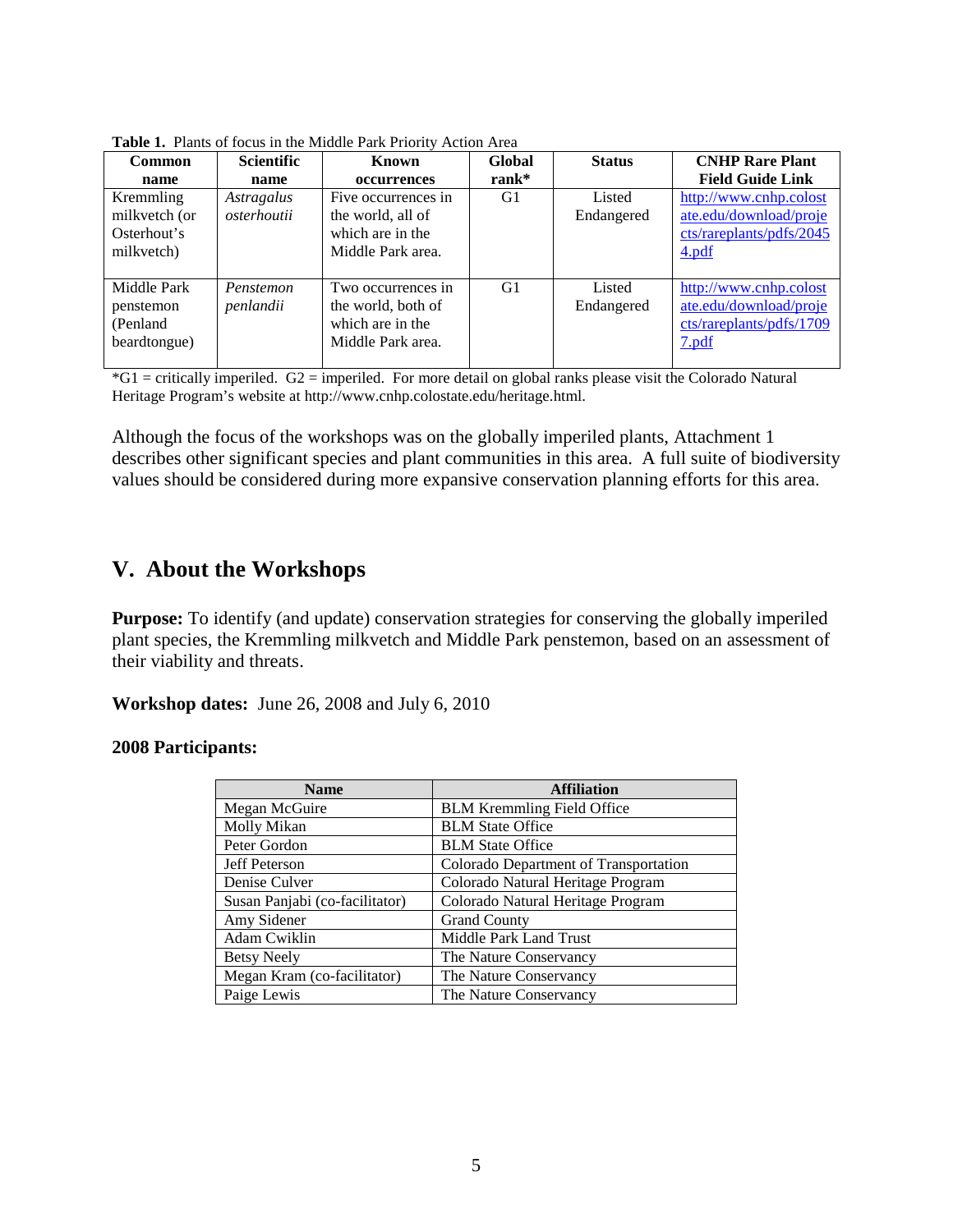**Table 1.** Plants of focus in the Middle Park Priority Action Area

| Common name | Scientific name | Known occurrences | Global rank* | Status | CNHP Rare Plant Field Guide Link |
|---|---|---|---|---|---|
| Kremmling milkvetch (or Osterhout's milkvetch) | *Astragalus osterhoutii* | Five occurrences in the world, all of which are in the Middle Park area. | G1 | Listed Endangered | http://www.cnhp.colostate.edu/download/projects/rareplants/pdfs/20454.pdf |
| Middle Park penstemon (Penland beardtongue) | *Penstemon penlandii* | Two occurrences in the world, both of which are in the Middle Park area. | G1 | Listed Endangered | http://www.cnhp.colostate.edu/download/projects/rareplants/pdfs/17097.pdf |

*G1 = critically imperiled. G2 = imperiled. For more detail on global ranks please visit the Colorado Natural Heritage Program's website at http://www.cnhp.colostate.edu/heritage.html.

Although the focus of the workshops was on the globally imperiled plants, Attachment 1 describes other significant species and plant communities in this area. A full suite of biodiversity values should be considered during more expansive conservation planning efforts for this area.

## V. About the Workshops

**Purpose:** To identify (and update) conservation strategies for conserving the globally imperiled plant species, the Kremmling milkvetch and Middle Park penstemon, based on an assessment of their viability and threats.

**Workshop dates:** June 26, 2008 and July 6, 2010

**2008 Participants:**

| Name | Affiliation |
|---|---|
| Megan McGuire | BLM Kremmling Field Office |
| Molly Mikan | BLM State Office |
| Peter Gordon | BLM State Office |
| Jeff Peterson | Colorado Department of Transportation |
| Denise Culver | Colorado Natural Heritage Program |
| Susan Panjabi (co-facilitator) | Colorado Natural Heritage Program |
| Amy Sidener | Grand County |
| Adam Cwiklin | Middle Park Land Trust |
| Betsy Neely | The Nature Conservancy |
| Megan Kram (co-facilitator) | The Nature Conservancy |
| Paige Lewis | The Nature Conservancy |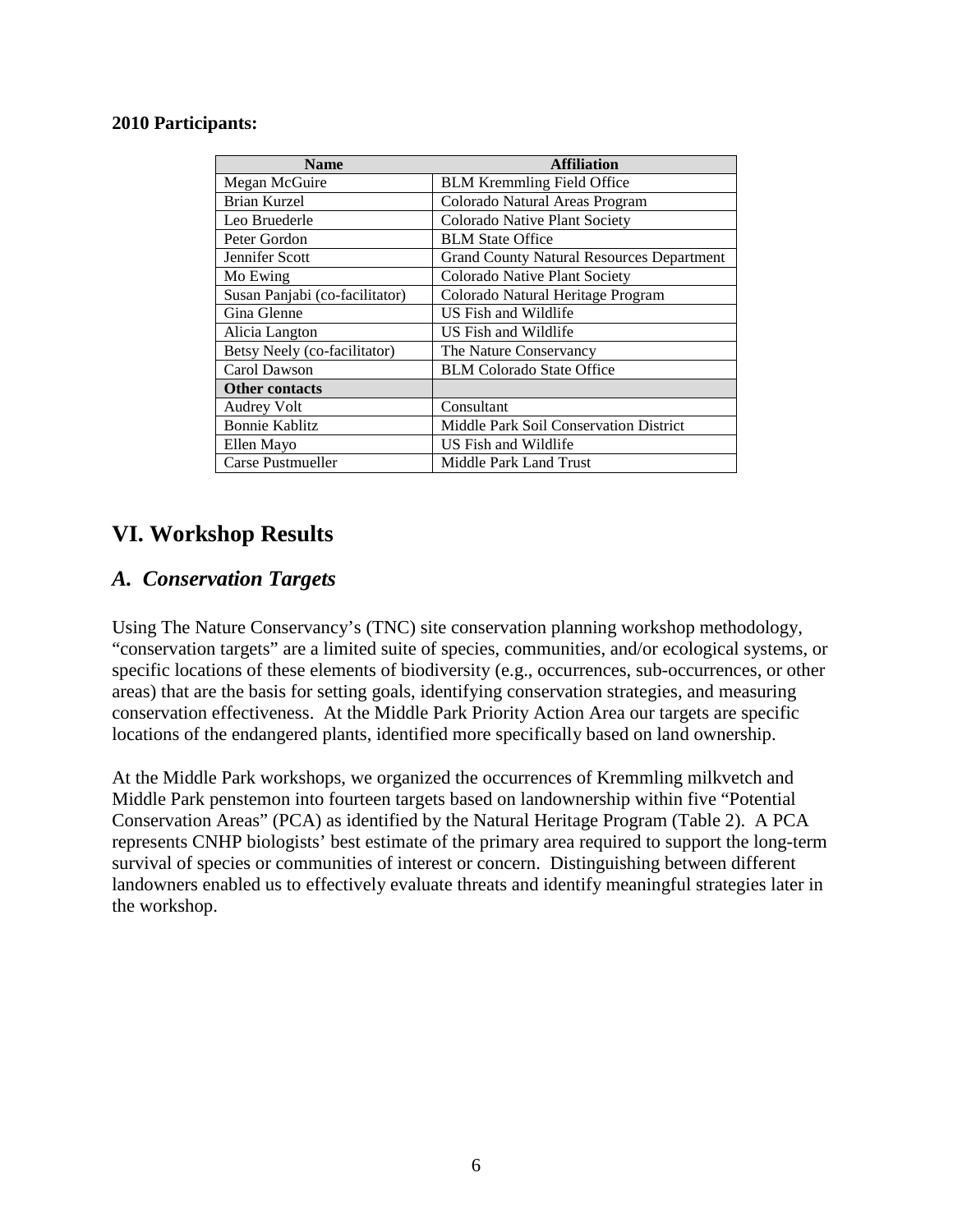**2010 Participants:**

| Name | Affiliation |
|---|---|
| Megan McGuire | BLM Kremmling Field Office |
| Brian Kurzel | Colorado Natural Areas Program |
| Leo Bruederle | Colorado Native Plant Society |
| Peter Gordon | BLM State Office |
| Jennifer Scott | Grand County Natural Resources Department |
| Mo Ewing | Colorado Native Plant Society |
| Susan Panjabi (co-facilitator) | Colorado Natural Heritage Program |
| Gina Glenne | US Fish and Wildlife |
| Alicia Langton | US Fish and Wildlife |
| Betsy Neely (co-facilitator) | The Nature Conservancy |
| Carol Dawson | BLM Colorado State Office |
| **Other contacts** | |
| Audrey Volt | Consultant |
| Bonnie Kablitz | Middle Park Soil Conservation District |
| Ellen Mayo | US Fish and Wildlife |
| Carse Pustmueller | Middle Park Land Trust |

# VI. Workshop Results

## *A. Conservation Targets*

Using The Nature Conservancy's (TNC) site conservation planning workshop methodology, "conservation targets" are a limited suite of species, communities, and/or ecological systems, or specific locations of these elements of biodiversity (e.g., occurrences, sub-occurrences, or other areas) that are the basis for setting goals, identifying conservation strategies, and measuring conservation effectiveness. At the Middle Park Priority Action Area our targets are specific locations of the endangered plants, identified more specifically based on land ownership.

At the Middle Park workshops, we organized the occurrences of Kremmling milkvetch and Middle Park penstemon into fourteen targets based on landownership within five "Potential Conservation Areas" (PCA) as identified by the Natural Heritage Program (Table 2). A PCA represents CNHP biologists' best estimate of the primary area required to support the long-term survival of species or communities of interest or concern. Distinguishing between different landowners enabled us to effectively evaluate threats and identify meaningful strategies later in the workshop.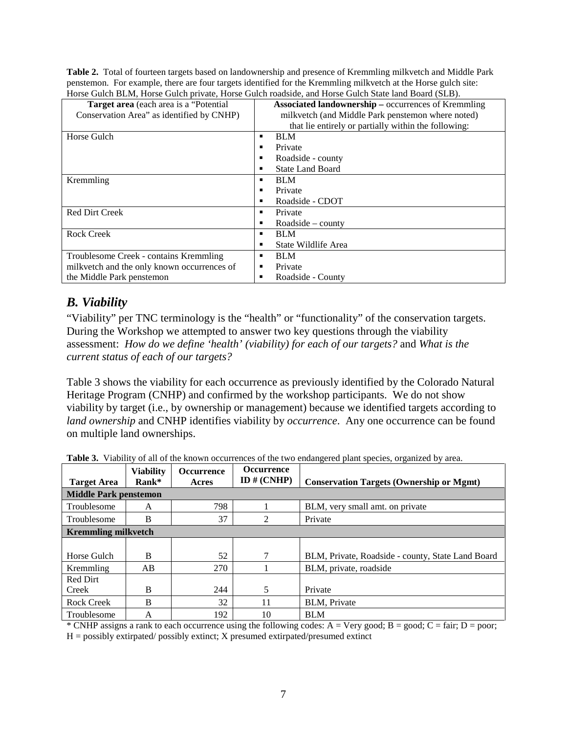**Table 2.** Total of fourteen targets based on landownership and presence of Kremmling milkvetch and Middle Park penstemon. For example, there are four targets identified for the Kremmling milkvetch at the Horse gulch site: Horse Gulch BLM, Horse Gulch private, Horse Gulch roadside, and Horse Gulch State land Board (SLB).

| **Target area** (each area is a "Potential Conservation Area" as identified by CNHP) | **Associated landownership –** occurrences of Kremmling milkvetch (and Middle Park penstemon where noted) that lie entirely or partially within the following: |
|---|---|
| Horse Gulch | ▪ BLM<br>▪ Private<br>▪ Roadside - county<br>▪ State Land Board |
| Kremmling | ▪ BLM<br>▪ Private<br>▪ Roadside - CDOT |
| Red Dirt Creek | ▪ Private<br>▪ Roadside – county |
| Rock Creek | ▪ BLM<br>▪ State Wildlife Area |
| Troublesome Creek - contains Kremmling milkvetch and the only known occurrences of the Middle Park penstemon | ▪ BLM<br>▪ Private<br>▪ Roadside - County |

## *B. Viability*

"Viability" per TNC terminology is the "health" or "functionality" of the conservation targets. During the Workshop we attempted to answer two key questions through the viability assessment: *How do we define 'health' (viability) for each of our targets?* and *What is the current status of each of our targets?*

Table 3 shows the viability for each occurrence as previously identified by the Colorado Natural Heritage Program (CNHP) and confirmed by the workshop participants. We do not show viability by target (i.e., by ownership or management) because we identified targets according to *land ownership* and CNHP identifies viability by *occurrence*. Any one occurrence can be found on multiple land ownerships.

**Table 3.** Viability of all of the known occurrences of the two endangered plant species, organized by area.

| Target Area | Viability Rank* | Occurrence Acres | Occurrence ID # (CNHP) | Conservation Targets (Ownership or Mgmt) |
|---|---|---|---|---|
| **Middle Park penstemon** | | | | |
| Troublesome | A | 798 | 1 | BLM, very small amt. on private |
| Troublesome | B | 37 | 2 | Private |
| **Kremmling milkvetch** | | | | |
| Horse Gulch | B | 52 | 7 | BLM, Private, Roadside - county, State Land Board |
| Kremmling | AB | 270 | 1 | BLM, private, roadside |
| Red Dirt Creek | B | 244 | 5 | Private |
| Rock Creek | B | 32 | 11 | BLM, Private |
| Troublesome | A | 192 | 10 | BLM |

* CNHP assigns a rank to each occurrence using the following codes: A = Very good; B = good; C = fair; D = poor; H = possibly extirpated/ possibly extinct; X presumed extirpated/presumed extinct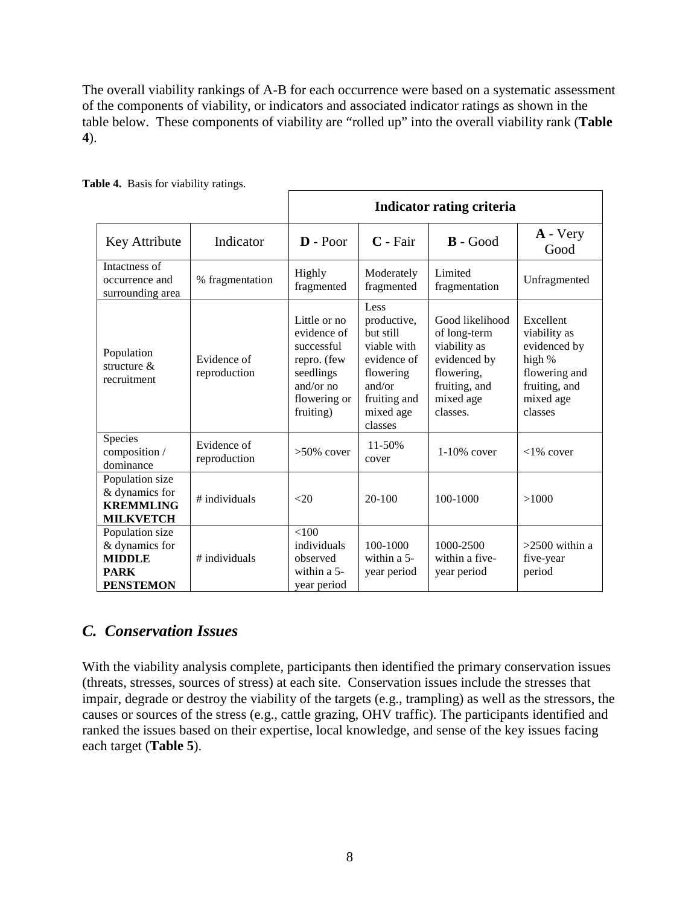The overall viability rankings of A-B for each occurrence were based on a systematic assessment of the components of viability, or indicators and associated indicator ratings as shown in the table below. These components of viability are "rolled up" into the overall viability rank (**Table 4**).

**Table 4.** Basis for viability ratings.

| | | Indicator rating criteria | | | |
|---|---|---|---|---|---|
| Key Attribute | Indicator | **D** - Poor | **C** - Fair | **B** - Good | **A** - Very Good |
| Intactness of occurrence and surrounding area | % fragmentation | Highly fragmented | Moderately fragmented | Limited fragmentation | Unfragmented |
| Population structure & recruitment | Evidence of reproduction | Little or no evidence of successful repro. (few seedlings and/or no flowering or fruiting) | Less productive, but still viable with evidence of flowering and/or fruiting and mixed age classes | Good likelihood of long-term viability as evidenced by flowering, fruiting, and mixed age classes. | Excellent viability as evidenced by high % flowering and fruiting, and mixed age classes |
| Species composition / dominance | Evidence of reproduction | >50% cover | 11-50% cover | 1-10% cover | <1% cover |
| Population size & dynamics for **KREMMLING MILKVETCH** | # individuals | <20 | 20-100 | 100-1000 | >1000 |
| Population size & dynamics for **MIDDLE PARK PENSTEMON** | # individuals | <100 individuals observed within a 5-year period | 100-1000 within a 5-year period | 1000-2500 within a five-year period | >2500 within a five-year period |

## *C. Conservation Issues*

With the viability analysis complete, participants then identified the primary conservation issues (threats, stresses, sources of stress) at each site. Conservation issues include the stresses that impair, degrade or destroy the viability of the targets (e.g., trampling) as well as the stressors, the causes or sources of the stress (e.g., cattle grazing, OHV traffic). The participants identified and ranked the issues based on their expertise, local knowledge, and sense of the key issues facing each target (**Table 5**).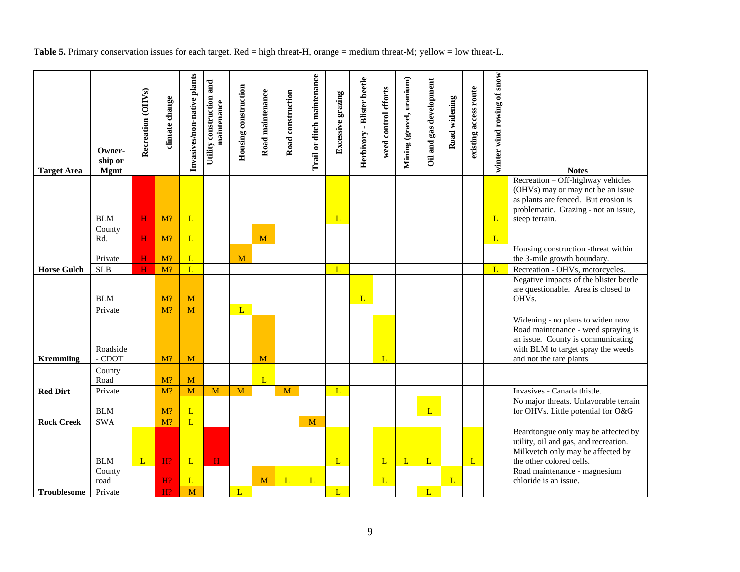**Table 5.** Primary conservation issues for each target. Red = high threat-H, orange = medium threat-M; yellow = low threat-L.

| Target Area | Owner-ship or Mgmt | Recreation (OHVs) | climate change | Invasives/non-native plants | Utility construction and maintenance | Housing construction | Road maintenance | Road construction | Trail or ditch maintenance | Excessive grazing | Herbivory - Blister beetle | weed control efforts | Mining (gravel, uranium) | Oil and gas development | Road widening | existing access route | winter wind rowing of snow | Notes |
|---|---|---|---|---|---|---|---|---|---|---|---|---|---|---|---|---|---|---|
| Horse Gulch | BLM | H | M? | L | | | | | | L | | | | | | | L | Recreation – Off-highway vehicles (OHVs) may or may not be an issue as plants are fenced. But erosion is problematic. Grazing - not an issue, steep terrain. |
| | County Rd. | H | M? | L | | | M | | | | | | | | | | L | |
| | Private | H | M? | L | | M | | | | | | | | | | | | Housing construction -threat within the 3-mile growth boundary. |
| | SLB | H | M? | L | | | | | | L | | | | | | | L | Recreation - OHVs, motorcycles. |
| Kremmling | BLM | | M? | M | | | | | | | L | | | | | | | Negative impacts of the blister beetle are questionable. Area is closed to OHVs. |
| | Private | | M? | M | | L | | | | | | | | | | | | |
| | Roadside - CDOT | | M? | M | | | M | | | | | L | | | | | | Widening - no plans to widen now. Road maintenance - weed spraying is an issue. County is communicating with BLM to target spray the weeds and not the rare plants |
| Red Dirt | County Road | | M? | M | | | L | | | | | | | | | | | |
| | Private | | M? | M | M | M | | M | | L | | | | | | | | Invasives - Canada thistle. |
| Rock Creek | BLM | | M? | L | | | | | | | | | | L | | | | No major threats. Unfavorable terrain for OHVs. Little potential for O&G |
| | SWA | | M? | L | | | | | M | | | | | | | | | |
| Troublesome | BLM | L | H? | L | H | | | | | L | | L | L | L | | L | | Beardtongue only may be affected by utility, oil and gas, and recreation. Milkvetch only may be affected by the other colored cells. |
| | County road | | H? | L | | | M | L | L | | | L | | | L | | | Road maintenance - magnesium chloride is an issue. |
| | Private | | H? | M | | L | | | | L | | | | L | | | | |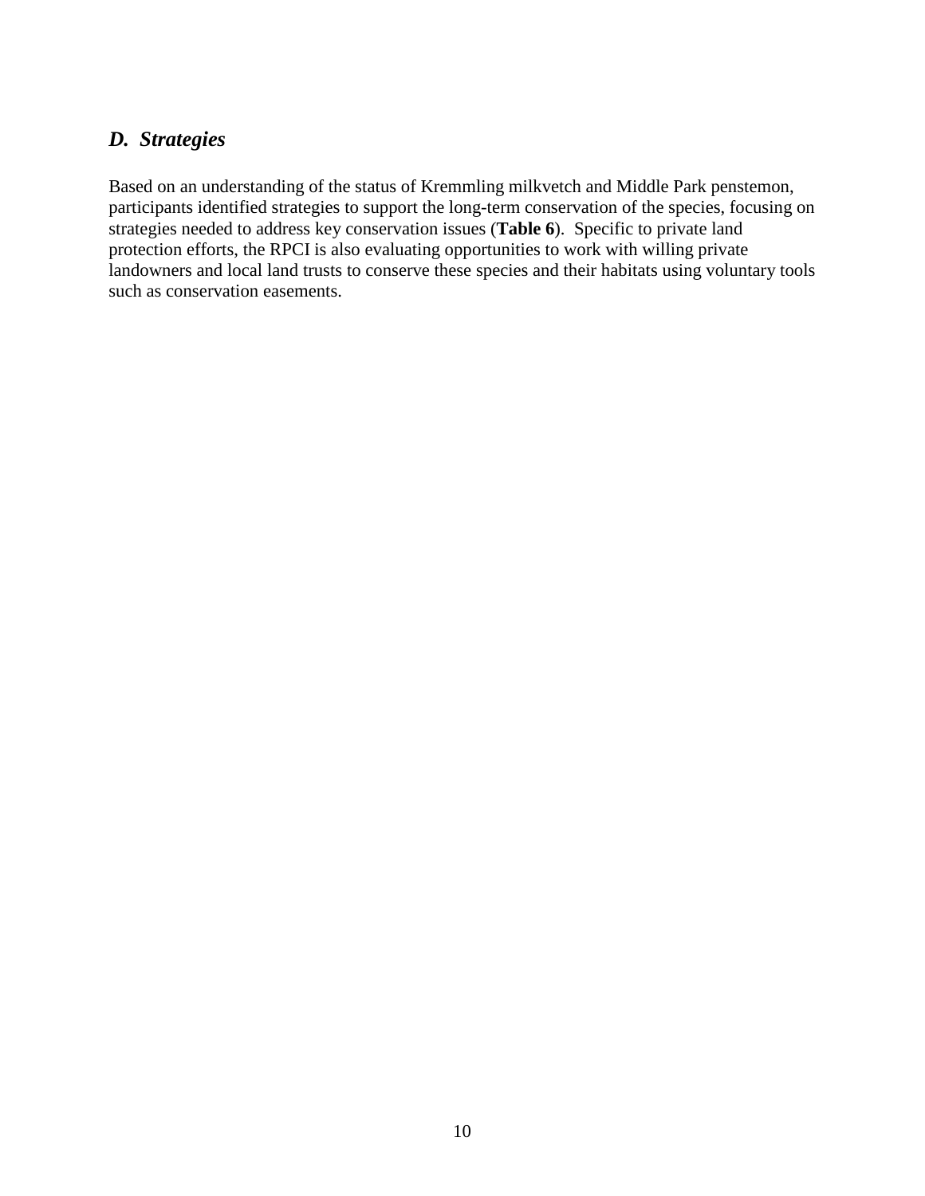## *D. Strategies*

Based on an understanding of the status of Kremmling milkvetch and Middle Park penstemon, participants identified strategies to support the long-term conservation of the species, focusing on strategies needed to address key conservation issues (**Table 6**). Specific to private land protection efforts, the RPCI is also evaluating opportunities to work with willing private landowners and local land trusts to conserve these species and their habitats using voluntary tools such as conservation easements.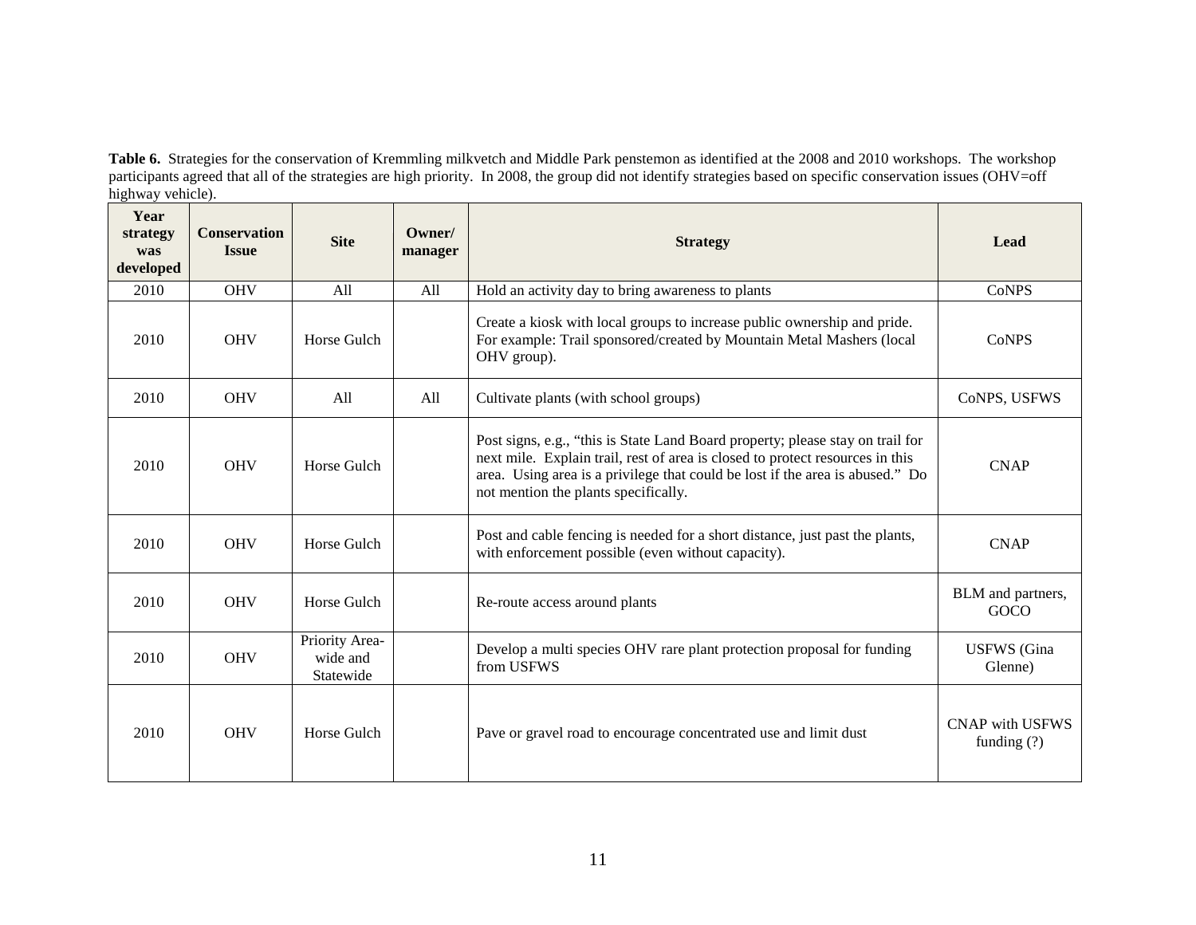**Table 6.** Strategies for the conservation of Kremmling milkvetch and Middle Park penstemon as identified at the 2008 and 2010 workshops. The workshop participants agreed that all of the strategies are high priority. In 2008, the group did not identify strategies based on specific conservation issues (OHV=off highway vehicle).

| Year strategy was developed | Conservation Issue | Site | Owner/ manager | Strategy | Lead |
|---|---|---|---|---|---|
| 2010 | OHV | All | All | Hold an activity day to bring awareness to plants | CoNPS |
| 2010 | OHV | Horse Gulch | | Create a kiosk with local groups to increase public ownership and pride. For example: Trail sponsored/created by Mountain Metal Mashers (local OHV group). | CoNPS |
| 2010 | OHV | All | All | Cultivate plants (with school groups) | CoNPS, USFWS |
| 2010 | OHV | Horse Gulch | | Post signs, e.g., "this is State Land Board property; please stay on trail for next mile. Explain trail, rest of area is closed to protect resources in this area. Using area is a privilege that could be lost if the area is abused." Do not mention the plants specifically. | CNAP |
| 2010 | OHV | Horse Gulch | | Post and cable fencing is needed for a short distance, just past the plants, with enforcement possible (even without capacity). | CNAP |
| 2010 | OHV | Horse Gulch | | Re-route access around plants | BLM and partners, GOCO |
| 2010 | OHV | Priority Area-wide and Statewide | | Develop a multi species OHV rare plant protection proposal for funding from USFWS | USFWS (Gina Glenne) |
| 2010 | OHV | Horse Gulch | | Pave or gravel road to encourage concentrated use and limit dust | CNAP with USFWS funding (?) |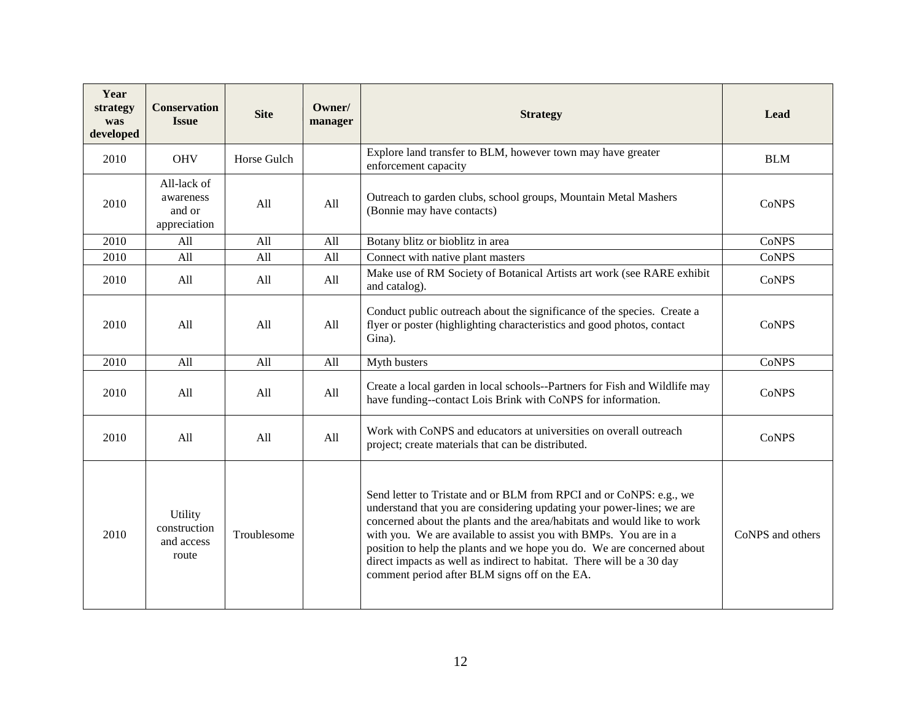| Year strategy was developed | Conservation Issue | Site | Owner/ manager | Strategy | Lead |
|---|---|---|---|---|---|
| 2010 | OHV | Horse Gulch | | Explore land transfer to BLM, however town may have greater enforcement capacity | BLM |
| 2010 | All-lack of awareness and or appreciation | All | All | Outreach to garden clubs, school groups, Mountain Metal Mashers (Bonnie may have contacts) | CoNPS |
| 2010 | All | All | All | Botany blitz or bioblitz in area | CoNPS |
| 2010 | All | All | All | Connect with native plant masters | CoNPS |
| 2010 | All | All | All | Make use of RM Society of Botanical Artists art work (see RARE exhibit and catalog). | CoNPS |
| 2010 | All | All | All | Conduct public outreach about the significance of the species. Create a flyer or poster (highlighting characteristics and good photos, contact Gina). | CoNPS |
| 2010 | All | All | All | Myth busters | CoNPS |
| 2010 | All | All | All | Create a local garden in local schools--Partners for Fish and Wildlife may have funding--contact Lois Brink with CoNPS for information. | CoNPS |
| 2010 | All | All | All | Work with CoNPS and educators at universities on overall outreach project; create materials that can be distributed. | CoNPS |
| 2010 | Utility construction and access route | Troublesome | | Send letter to Tristate and or BLM from RPCI and or CoNPS: e.g., we understand that you are considering updating your power-lines; we are concerned about the plants and the area/habitats and would like to work with you. We are available to assist you with BMPs. You are in a position to help the plants and we hope you do. We are concerned about direct impacts as well as indirect to habitat. There will be a 30 day comment period after BLM signs off on the EA. | CoNPS and others |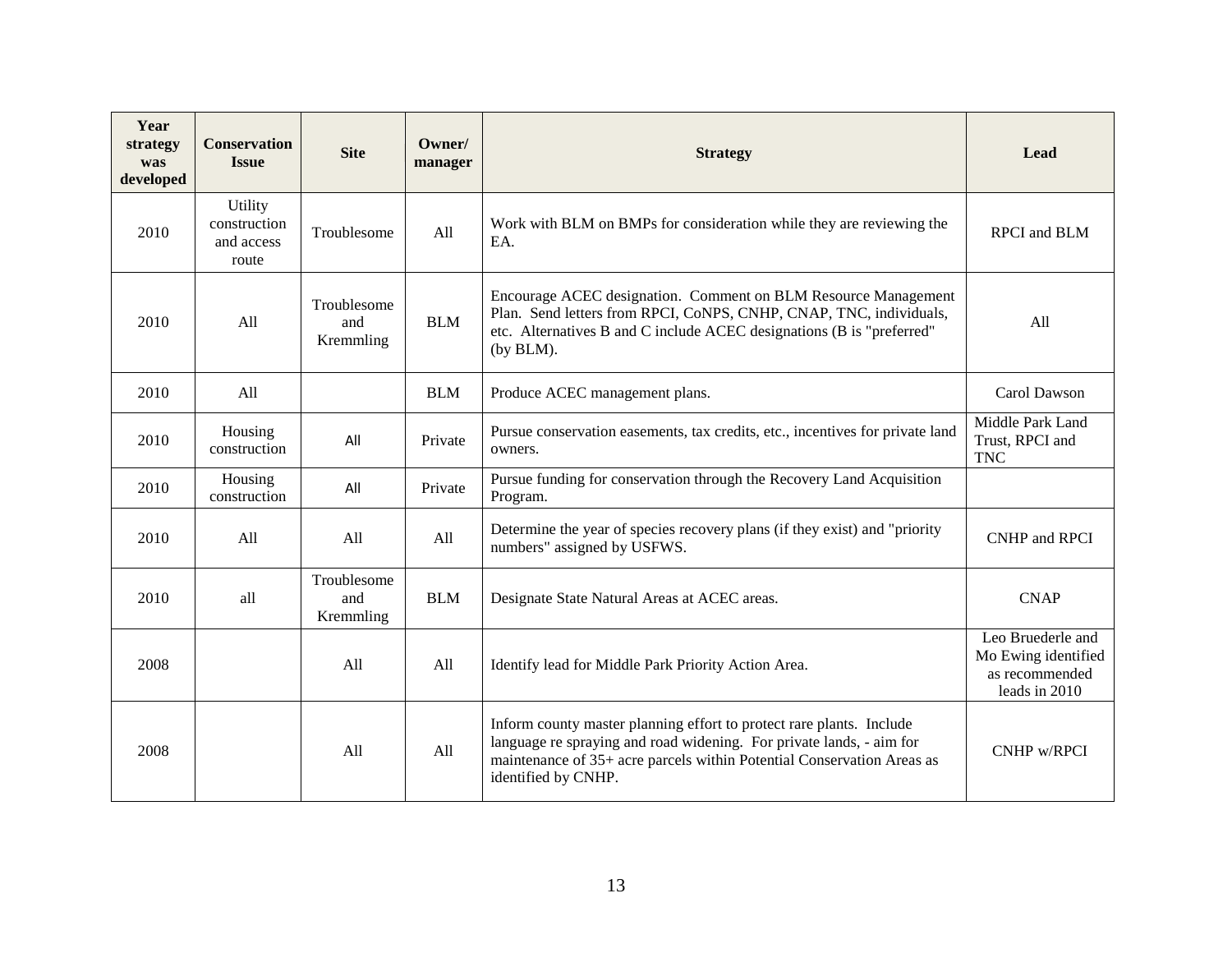| Year strategy was developed | Conservation Issue | Site | Owner/ manager | Strategy | Lead |
|---|---|---|---|---|---|
| 2010 | Utility construction and access route | Troublesome | All | Work with BLM on BMPs for consideration while they are reviewing the EA. | RPCI and BLM |
| 2010 | All | Troublesome and Kremmling | BLM | Encourage ACEC designation. Comment on BLM Resource Management Plan. Send letters from RPCI, CoNPS, CNHP, CNAP, TNC, individuals, etc. Alternatives B and C include ACEC designations (B is "preferred" (by BLM). | All |
| 2010 | All | | BLM | Produce ACEC management plans. | Carol Dawson |
| 2010 | Housing construction | All | Private | Pursue conservation easements, tax credits, etc., incentives for private land owners. | Middle Park Land Trust, RPCI and TNC |
| 2010 | Housing construction | All | Private | Pursue funding for conservation through the Recovery Land Acquisition Program. | |
| 2010 | All | All | All | Determine the year of species recovery plans (if they exist) and "priority numbers" assigned by USFWS. | CNHP and RPCI |
| 2010 | all | Troublesome and Kremmling | BLM | Designate State Natural Areas at ACEC areas. | CNAP |
| 2008 | | All | All | Identify lead for Middle Park Priority Action Area. | Leo Bruederle and Mo Ewing identified as recommended leads in 2010 |
| 2008 | | All | All | Inform county master planning effort to protect rare plants. Include language re spraying and road widening. For private lands, - aim for maintenance of 35+ acre parcels within Potential Conservation Areas as identified by CNHP. | CNHP w/RPCI |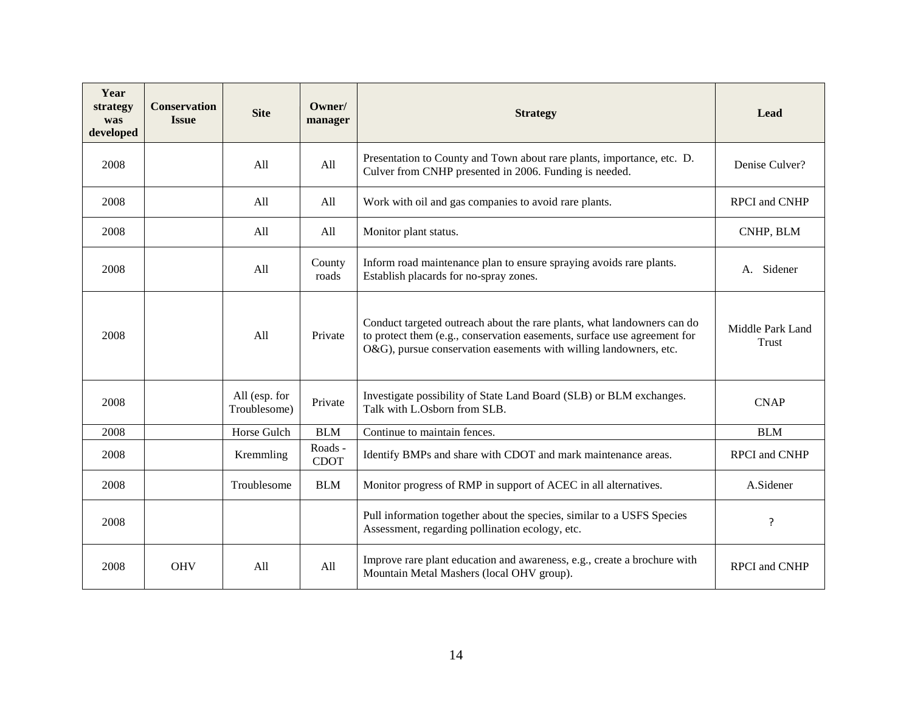| Year strategy was developed | Conservation Issue | Site | Owner/ manager | Strategy | Lead |
|---|---|---|---|---|---|
| 2008 | | All | All | Presentation to County and Town about rare plants, importance, etc. D. Culver from CNHP presented in 2006. Funding is needed. | Denise Culver? |
| 2008 | | All | All | Work with oil and gas companies to avoid rare plants. | RPCI and CNHP |
| 2008 | | All | All | Monitor plant status. | CNHP, BLM |
| 2008 | | All | County roads | Inform road maintenance plan to ensure spraying avoids rare plants. Establish placards for no-spray zones. | A. Sidener |
| 2008 | | All | Private | Conduct targeted outreach about the rare plants, what landowners can do to protect them (e.g., conservation easements, surface use agreement for O&G), pursue conservation easements with willing landowners, etc. | Middle Park Land Trust |
| 2008 | | All (esp. for Troublesome) | Private | Investigate possibility of State Land Board (SLB) or BLM exchanges. Talk with L.Osborn from SLB. | CNAP |
| 2008 | | Horse Gulch | BLM | Continue to maintain fences. | BLM |
| 2008 | | Kremmling | Roads - CDOT | Identify BMPs and share with CDOT and mark maintenance areas. | RPCI and CNHP |
| 2008 | | Troublesome | BLM | Monitor progress of RMP in support of ACEC in all alternatives. | A.Sidener |
| 2008 | | | | Pull information together about the species, similar to a USFS Species Assessment, regarding pollination ecology, etc. | ? |
| 2008 | OHV | All | All | Improve rare plant education and awareness, e.g., create a brochure with Mountain Metal Mashers (local OHV group). | RPCI and CNHP |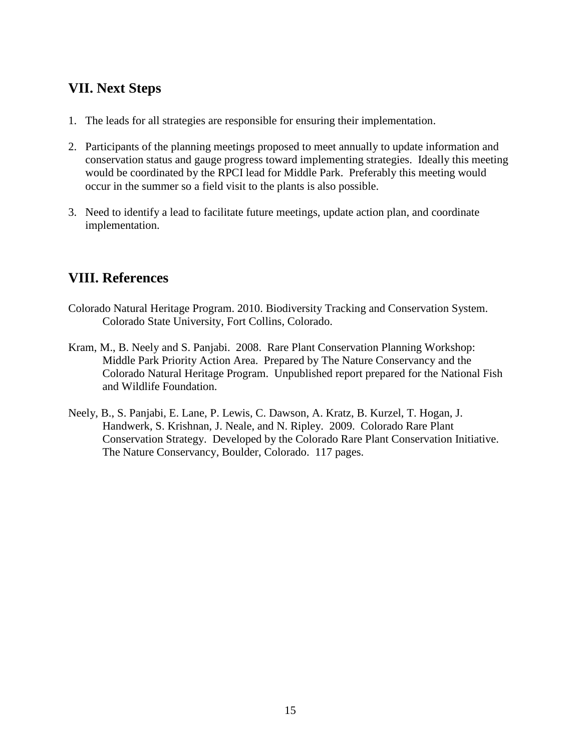## VII. Next Steps

1. The leads for all strategies are responsible for ensuring their implementation.

2. Participants of the planning meetings proposed to meet annually to update information and conservation status and gauge progress toward implementing strategies. Ideally this meeting would be coordinated by the RPCI lead for Middle Park. Preferably this meeting would occur in the summer so a field visit to the plants is also possible.

3. Need to identify a lead to facilitate future meetings, update action plan, and coordinate implementation.

## VIII. References

Colorado Natural Heritage Program. 2010. Biodiversity Tracking and Conservation System. Colorado State University, Fort Collins, Colorado.

Kram, M., B. Neely and S. Panjabi. 2008. Rare Plant Conservation Planning Workshop: Middle Park Priority Action Area. Prepared by The Nature Conservancy and the Colorado Natural Heritage Program. Unpublished report prepared for the National Fish and Wildlife Foundation.

Neely, B., S. Panjabi, E. Lane, P. Lewis, C. Dawson, A. Kratz, B. Kurzel, T. Hogan, J. Handwerk, S. Krishnan, J. Neale, and N. Ripley. 2009. Colorado Rare Plant Conservation Strategy. Developed by the Colorado Rare Plant Conservation Initiative. The Nature Conservancy, Boulder, Colorado. 117 pages.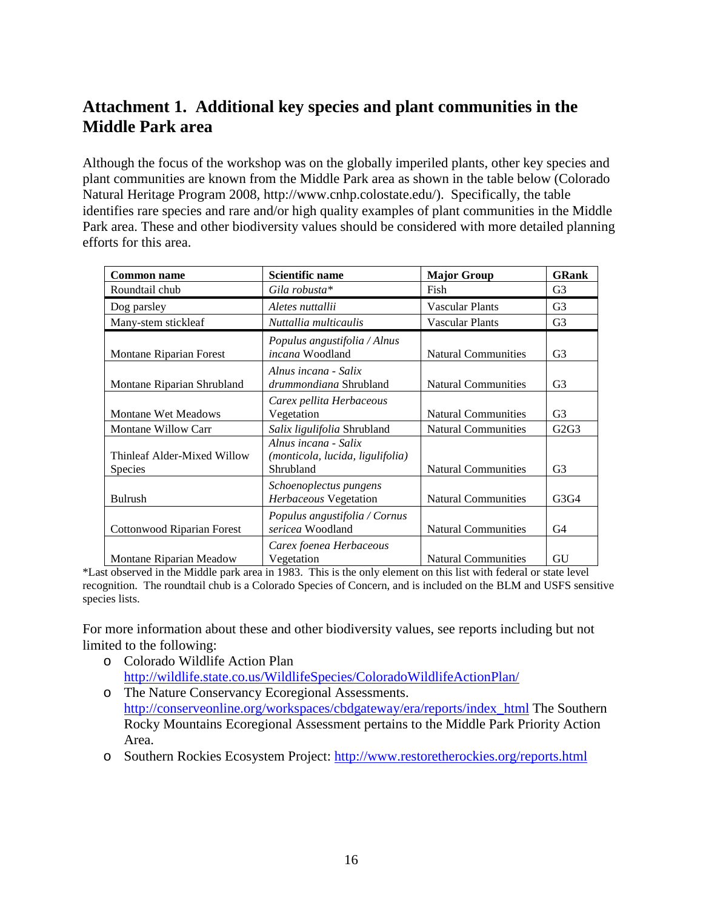## Attachment 1. Additional key species and plant communities in the Middle Park area

Although the focus of the workshop was on the globally imperiled plants, other key species and plant communities are known from the Middle Park area as shown in the table below (Colorado Natural Heritage Program 2008, http://www.cnhp.colostate.edu/). Specifically, the table identifies rare species and rare and/or high quality examples of plant communities in the Middle Park area. These and other biodiversity values should be considered with more detailed planning efforts for this area.

| Common name | Scientific name | Major Group | GRank |
|---|---|---|---|
| Roundtail chub | *Gila robusta** | Fish | G3 |
| Dog parsley | *Aletes nuttallii* | Vascular Plants | G3 |
| Many-stem stickleaf | *Nuttallia multicaulis* | Vascular Plants | G3 |
| Montane Riparian Forest | *Populus angustifolia / Alnus incana* Woodland | Natural Communities | G3 |
| Montane Riparian Shrubland | *Alnus incana - Salix drummondiana* Shrubland | Natural Communities | G3 |
| Montane Wet Meadows | *Carex pellita Herbaceous* Vegetation | Natural Communities | G3 |
| Montane Willow Carr | *Salix ligulifolia* Shrubland | Natural Communities | G2G3 |
| Thinleaf Alder-Mixed Willow Species | *Alnus incana - Salix (monticola, lucida, ligulifolia)* Shrubland | Natural Communities | G3 |
| Bulrush | *Schoenoplectus pungens Herbaceous* Vegetation | Natural Communities | G3G4 |
| Cottonwood Riparian Forest | *Populus angustifolia / Cornus sericea* Woodland | Natural Communities | G4 |
| Montane Riparian Meadow | *Carex foenea Herbaceous* Vegetation | Natural Communities | GU |

*Last observed in the Middle park area in 1983. This is the only element on this list with federal or state level recognition. The roundtail chub is a Colorado Species of Concern, and is included on the BLM and USFS sensitive species lists.

For more information about these and other biodiversity values, see reports including but not limited to the following:

- Colorado Wildlife Action Plan http://wildlife.state.co.us/WildlifeSpecies/ColoradoWildlifeActionPlan/
- The Nature Conservancy Ecoregional Assessments. http://conserveonline.org/workspaces/cbdgateway/era/reports/index_html The Southern Rocky Mountains Ecoregional Assessment pertains to the Middle Park Priority Action Area.
- Southern Rockies Ecosystem Project: http://www.restoretherockies.org/reports.html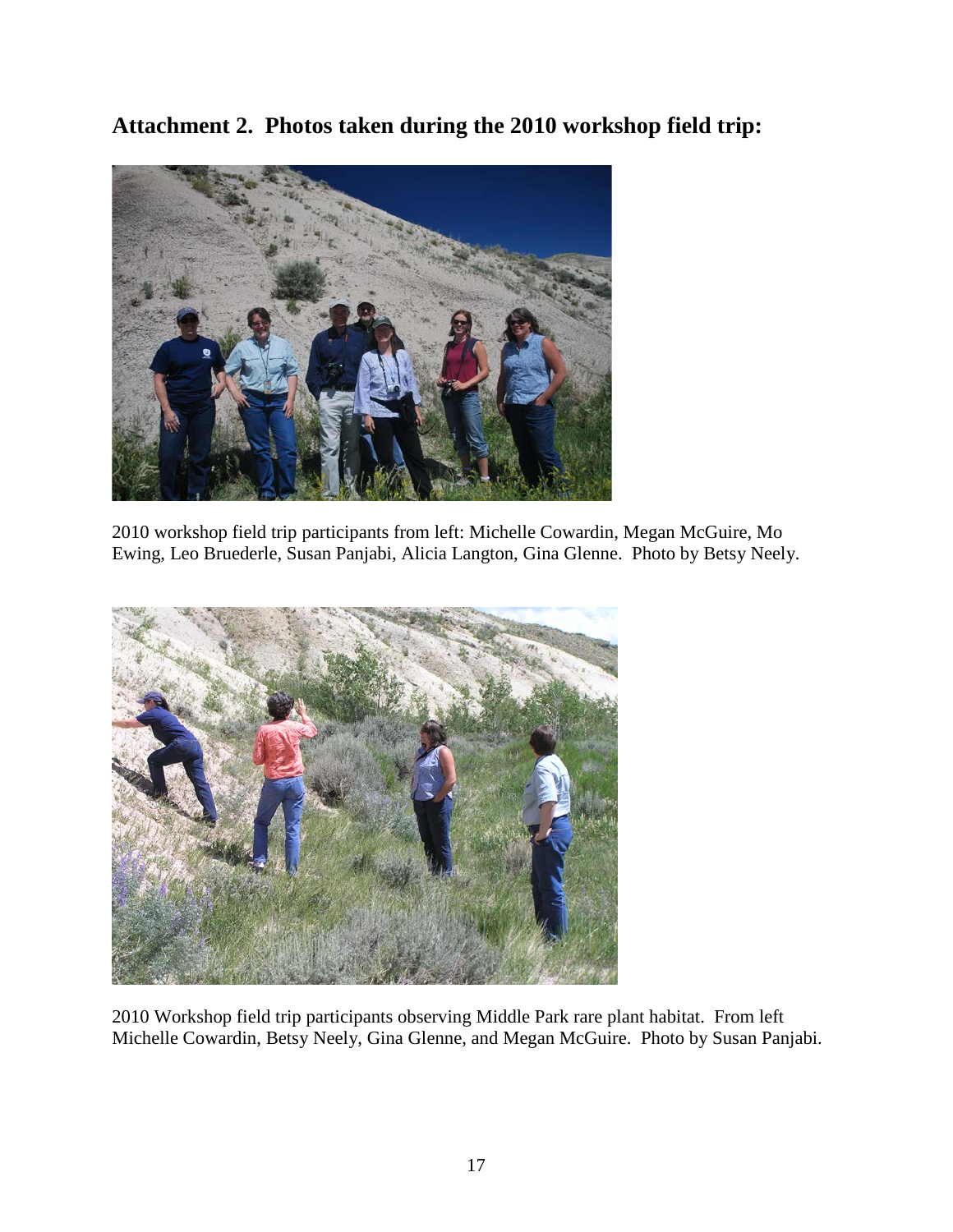**Attachment 2. Photos taken during the 2010 workshop field trip:**

2010 workshop field trip participants from left: Michelle Cowardin, Megan McGuire, Mo Ewing, Leo Bruederle, Susan Panjabi, Alicia Langton, Gina Glenne. Photo by Betsy Neely.

2010 Workshop field trip participants observing Middle Park rare plant habitat. From left Michelle Cowardin, Betsy Neely, Gina Glenne, and Megan McGuire. Photo by Susan Panjabi.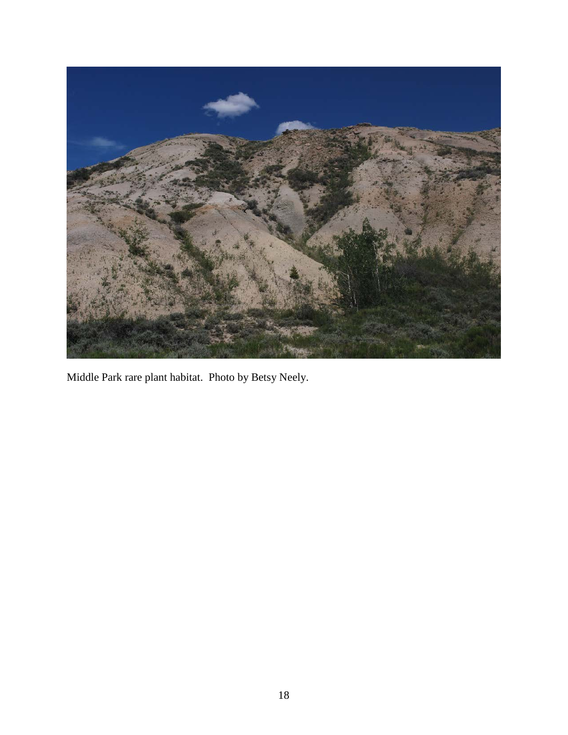Middle Park rare plant habitat. Photo by Betsy Neely.